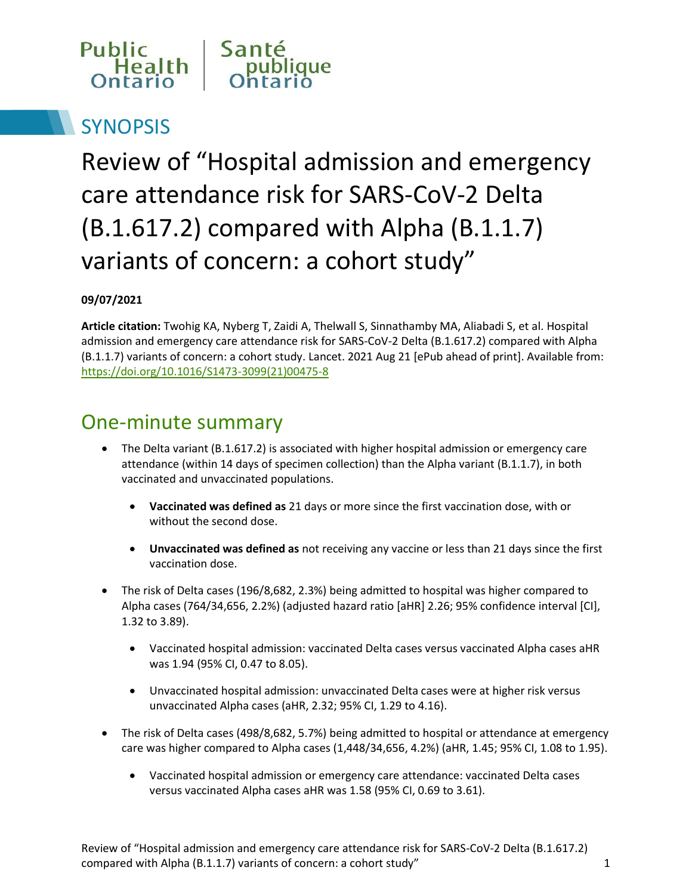Public Health Ontario | Santé publique Ontario

# SYNOPSIS

# Review of "Hospital admission and emergency care attendance risk for SARS-CoV-2 Delta (B.1.617.2) compared with Alpha (B.1.1.7) variants of concern: a cohort study"

**09/07/2021**

**Article citation:** Twohig KA, Nyberg T, Zaidi A, Thelwall S, Sinnathamby MA, Aliabadi S, et al. Hospital admission and emergency care attendance risk for SARS-CoV-2 Delta (B.1.617.2) compared with Alpha (B.1.1.7) variants of concern: a cohort study. Lancet. 2021 Aug 21 [ePub ahead of print]. Available from: https://doi.org/10.1016/S1473-3099(21)00475-8

## One-minute summary

- The Delta variant (B.1.617.2) is associated with higher hospital admission or emergency care attendance (within 14 days of specimen collection) than the Alpha variant (B.1.1.7), in both vaccinated and unvaccinated populations.
  - **Vaccinated was defined as** 21 days or more since the first vaccination dose, with or without the second dose.
  - **Unvaccinated was defined as** not receiving any vaccine or less than 21 days since the first vaccination dose.
- The risk of Delta cases (196/8,682, 2.3%) being admitted to hospital was higher compared to Alpha cases (764/34,656, 2.2%) (adjusted hazard ratio [aHR] 2.26; 95% confidence interval [CI], 1.32 to 3.89).
  - Vaccinated hospital admission: vaccinated Delta cases versus vaccinated Alpha cases aHR was 1.94 (95% CI, 0.47 to 8.05).
  - Unvaccinated hospital admission: unvaccinated Delta cases were at higher risk versus unvaccinated Alpha cases (aHR, 2.32; 95% CI, 1.29 to 4.16).
- The risk of Delta cases (498/8,682, 5.7%) being admitted to hospital or attendance at emergency care was higher compared to Alpha cases (1,448/34,656, 4.2%) (aHR, 1.45; 95% CI, 1.08 to 1.95).
  - Vaccinated hospital admission or emergency care attendance: vaccinated Delta cases versus vaccinated Alpha cases aHR was 1.58 (95% CI, 0.69 to 3.61).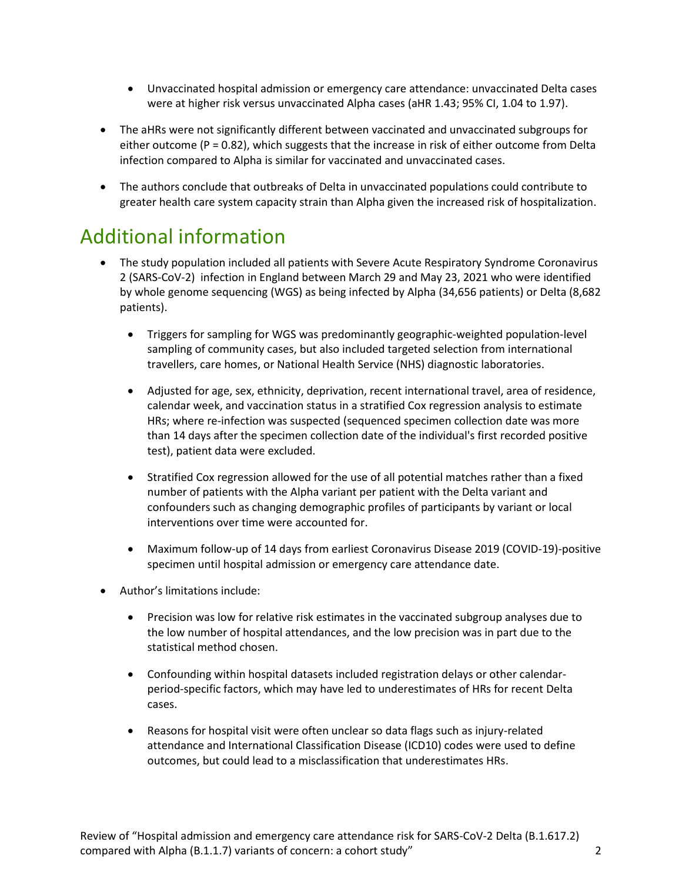- Unvaccinated hospital admission or emergency care attendance: unvaccinated Delta cases were at higher risk versus unvaccinated Alpha cases (aHR 1.43; 95% CI, 1.04 to 1.97).

- The aHRs were not significantly different between vaccinated and unvaccinated subgroups for either outcome (P = 0.82), which suggests that the increase in risk of either outcome from Delta infection compared to Alpha is similar for vaccinated and unvaccinated cases.

- The authors conclude that outbreaks of Delta in unvaccinated populations could contribute to greater health care system capacity strain than Alpha given the increased risk of hospitalization.

# Additional information

- The study population included all patients with Severe Acute Respiratory Syndrome Coronavirus 2 (SARS-CoV-2) infection in England between March 29 and May 23, 2021 who were identified by whole genome sequencing (WGS) as being infected by Alpha (34,656 patients) or Delta (8,682 patients).

  - Triggers for sampling for WGS was predominantly geographic-weighted population-level sampling of community cases, but also included targeted selection from international travellers, care homes, or National Health Service (NHS) diagnostic laboratories.

  - Adjusted for age, sex, ethnicity, deprivation, recent international travel, area of residence, calendar week, and vaccination status in a stratified Cox regression analysis to estimate HRs; where re-infection was suspected (sequenced specimen collection date was more than 14 days after the specimen collection date of the individual's first recorded positive test), patient data were excluded.

  - Stratified Cox regression allowed for the use of all potential matches rather than a fixed number of patients with the Alpha variant per patient with the Delta variant and confounders such as changing demographic profiles of participants by variant or local interventions over time were accounted for.

  - Maximum follow-up of 14 days from earliest Coronavirus Disease 2019 (COVID-19)-positive specimen until hospital admission or emergency care attendance date.

- Author's limitations include:

  - Precision was low for relative risk estimates in the vaccinated subgroup analyses due to the low number of hospital attendances, and the low precision was in part due to the statistical method chosen.

  - Confounding within hospital datasets included registration delays or other calendar-period-specific factors, which may have led to underestimates of HRs for recent Delta cases.

  - Reasons for hospital visit were often unclear so data flags such as injury-related attendance and International Classification Disease (ICD10) codes were used to define outcomes, but could lead to a misclassification that underestimates HRs.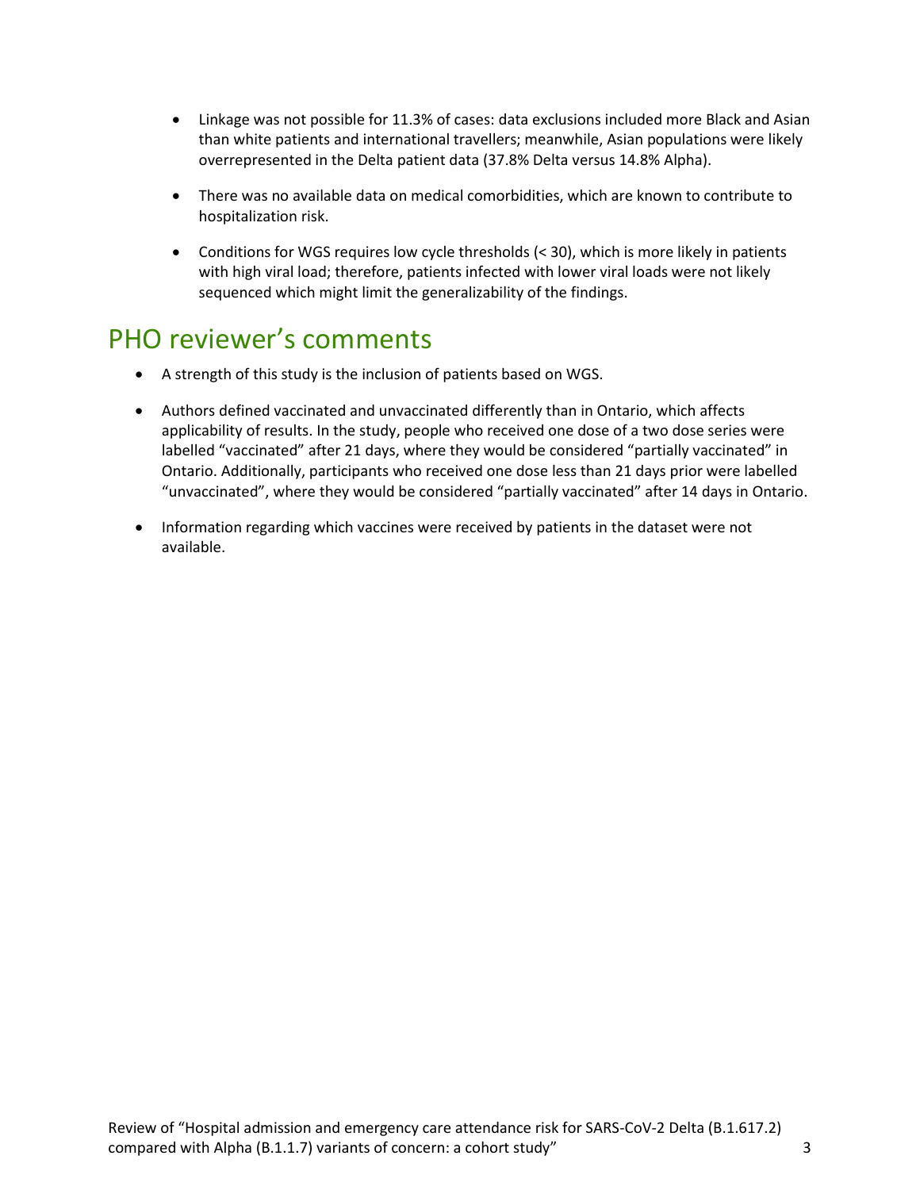- Linkage was not possible for 11.3% of cases: data exclusions included more Black and Asian than white patients and international travellers; meanwhile, Asian populations were likely overrepresented in the Delta patient data (37.8% Delta versus 14.8% Alpha).
- There was no available data on medical comorbidities, which are known to contribute to hospitalization risk.
- Conditions for WGS requires low cycle thresholds (< 30), which is more likely in patients with high viral load; therefore, patients infected with lower viral loads were not likely sequenced which might limit the generalizability of the findings.

## PHO reviewer's comments

- A strength of this study is the inclusion of patients based on WGS.
- Authors defined vaccinated and unvaccinated differently than in Ontario, which affects applicability of results. In the study, people who received one dose of a two dose series were labelled "vaccinated" after 21 days, where they would be considered "partially vaccinated" in Ontario. Additionally, participants who received one dose less than 21 days prior were labelled "unvaccinated", where they would be considered "partially vaccinated" after 14 days in Ontario.
- Information regarding which vaccines were received by patients in the dataset were not available.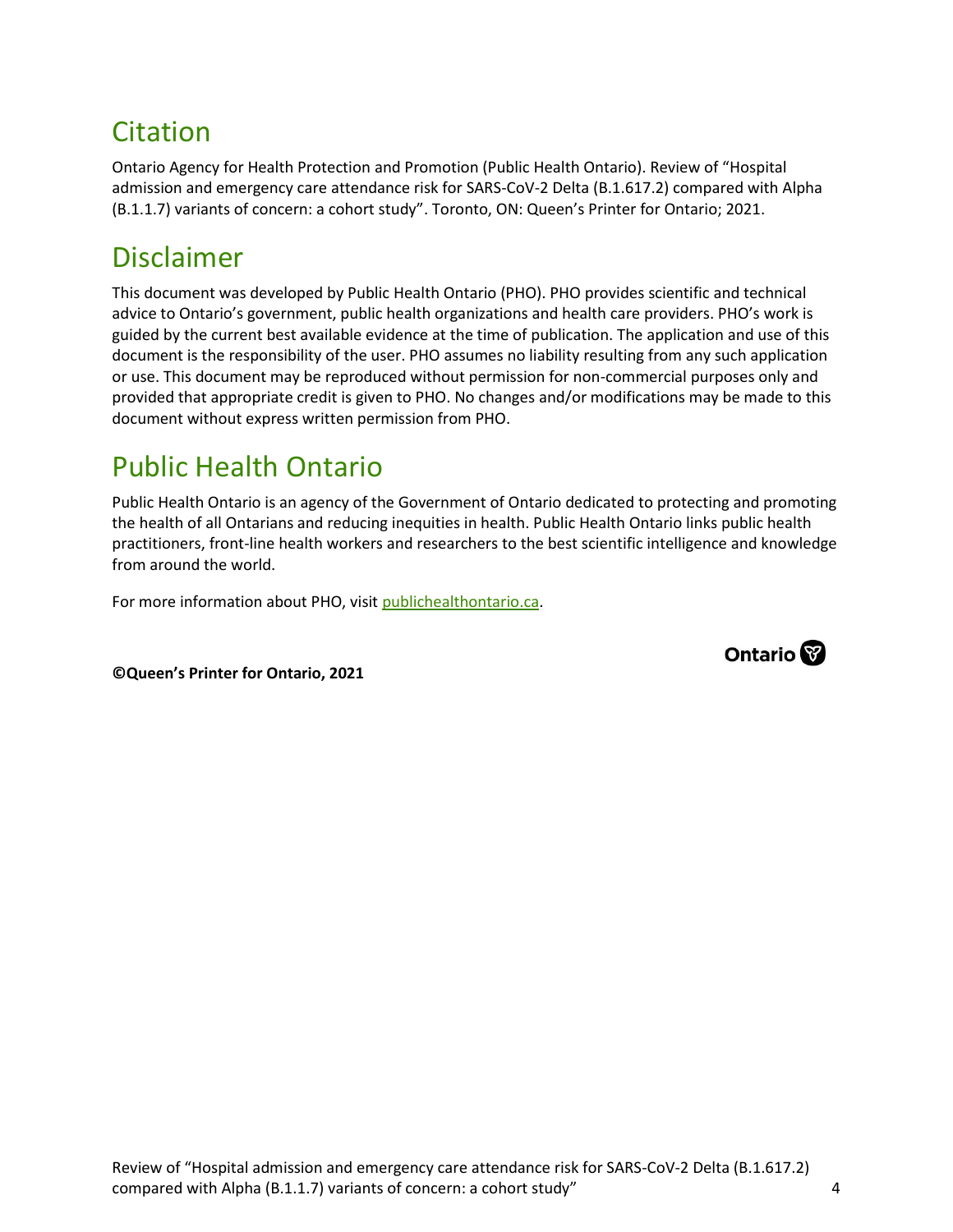## Citation

Ontario Agency for Health Protection and Promotion (Public Health Ontario). Review of "Hospital admission and emergency care attendance risk for SARS-CoV-2 Delta (B.1.617.2) compared with Alpha (B.1.1.7) variants of concern: a cohort study". Toronto, ON: Queen's Printer for Ontario; 2021.

## Disclaimer

This document was developed by Public Health Ontario (PHO). PHO provides scientific and technical advice to Ontario's government, public health organizations and health care providers. PHO's work is guided by the current best available evidence at the time of publication. The application and use of this document is the responsibility of the user. PHO assumes no liability resulting from any such application or use. This document may be reproduced without permission for non-commercial purposes only and provided that appropriate credit is given to PHO. No changes and/or modifications may be made to this document without express written permission from PHO.

## Public Health Ontario

Public Health Ontario is an agency of the Government of Ontario dedicated to protecting and promoting the health of all Ontarians and reducing inequities in health. Public Health Ontario links public health practitioners, front-line health workers and researchers to the best scientific intelligence and knowledge from around the world.

For more information about PHO, visit publichealthontario.ca.

**©Queen's Printer for Ontario, 2021**